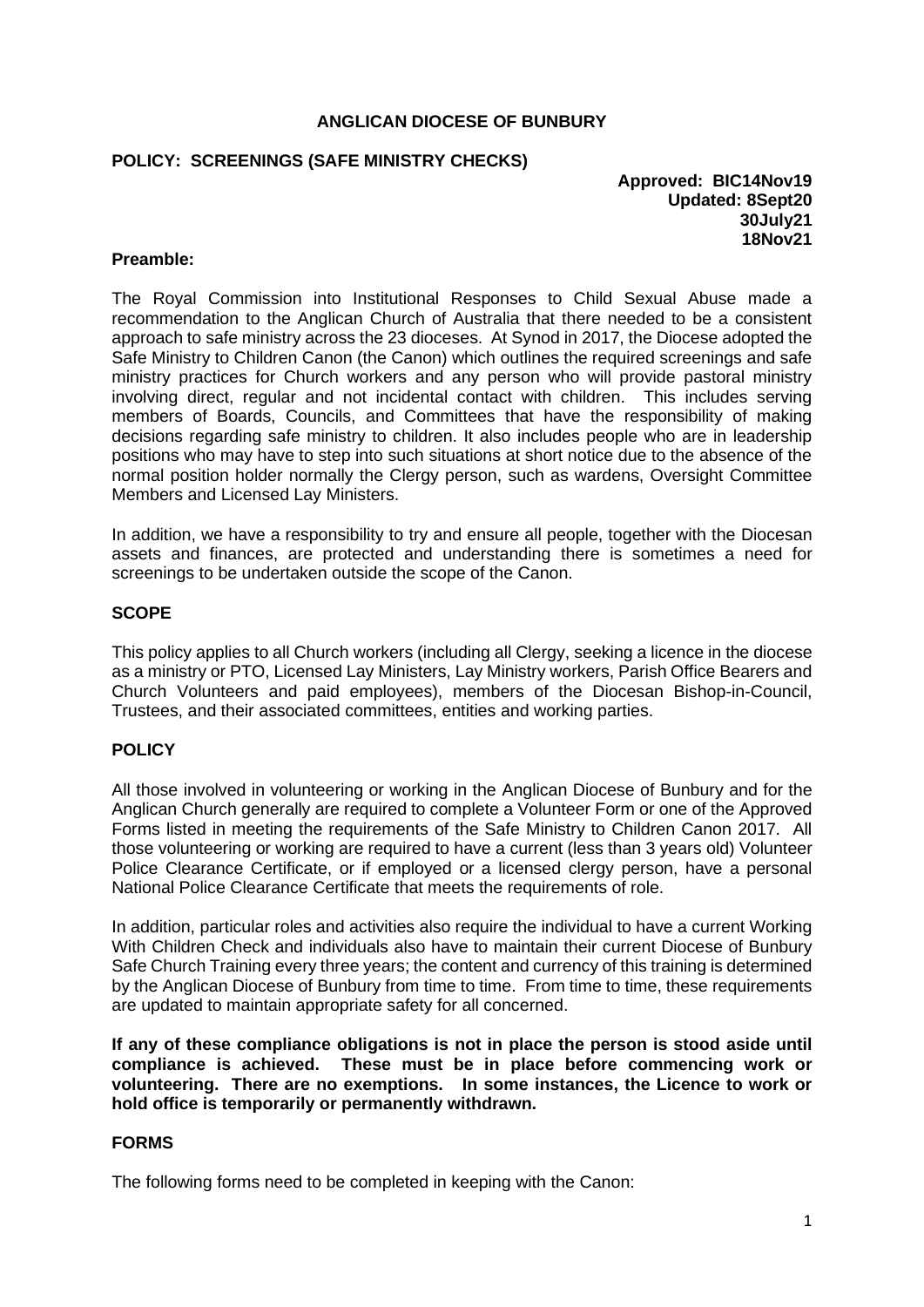**ANGLICAN DIOCESE OF BUNBURY**

**POLICY: SCREENINGS (SAFE MINISTRY CHECKS)**

**Approved: BIC14Nov19**
**Updated: 8Sept20**
**30July21**
**18Nov21**

**Preamble:**

The Royal Commission into Institutional Responses to Child Sexual Abuse made a recommendation to the Anglican Church of Australia that there needed to be a consistent approach to safe ministry across the 23 dioceses. At Synod in 2017, the Diocese adopted the Safe Ministry to Children Canon (the Canon) which outlines the required screenings and safe ministry practices for Church workers and any person who will provide pastoral ministry involving direct, regular and not incidental contact with children. This includes serving members of Boards, Councils, and Committees that have the responsibility of making decisions regarding safe ministry to children. It also includes people who are in leadership positions who may have to step into such situations at short notice due to the absence of the normal position holder normally the Clergy person, such as wardens, Oversight Committee Members and Licensed Lay Ministers.

In addition, we have a responsibility to try and ensure all people, together with the Diocesan assets and finances, are protected and understanding there is sometimes a need for screenings to be undertaken outside the scope of the Canon.

**SCOPE**

This policy applies to all Church workers (including all Clergy, seeking a licence in the diocese as a ministry or PTO, Licensed Lay Ministers, Lay Ministry workers, Parish Office Bearers and Church Volunteers and paid employees), members of the Diocesan Bishop-in-Council, Trustees, and their associated committees, entities and working parties.

**POLICY**

All those involved in volunteering or working in the Anglican Diocese of Bunbury and for the Anglican Church generally are required to complete a Volunteer Form or one of the Approved Forms listed in meeting the requirements of the Safe Ministry to Children Canon 2017. All those volunteering or working are required to have a current (less than 3 years old) Volunteer Police Clearance Certificate, or if employed or a licensed clergy person, have a personal National Police Clearance Certificate that meets the requirements of role.

In addition, particular roles and activities also require the individual to have a current Working With Children Check and individuals also have to maintain their current Diocese of Bunbury Safe Church Training every three years; the content and currency of this training is determined by the Anglican Diocese of Bunbury from time to time. From time to time, these requirements are updated to maintain appropriate safety for all concerned.

**If any of these compliance obligations is not in place the person is stood aside until compliance is achieved. These must be in place before commencing work or volunteering. There are no exemptions. In some instances, the Licence to work or hold office is temporarily or permanently withdrawn.**

**FORMS**

The following forms need to be completed in keeping with the Canon: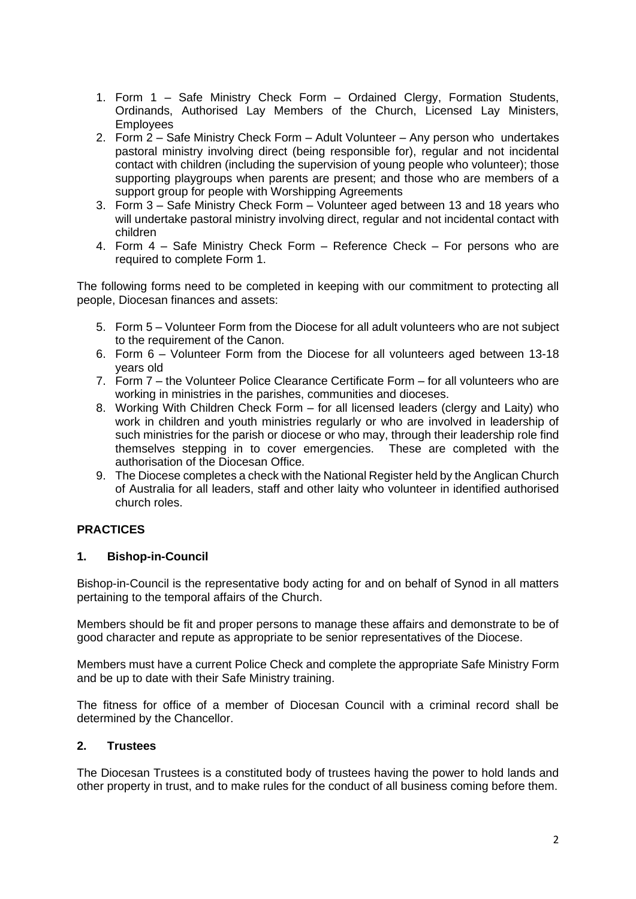1. Form 1 – Safe Ministry Check Form – Ordained Clergy, Formation Students, Ordinands, Authorised Lay Members of the Church, Licensed Lay Ministers, Employees
2. Form 2 – Safe Ministry Check Form – Adult Volunteer – Any person who undertakes pastoral ministry involving direct (being responsible for), regular and not incidental contact with children (including the supervision of young people who volunteer); those supporting playgroups when parents are present; and those who are members of a support group for people with Worshipping Agreements
3. Form 3 – Safe Ministry Check Form – Volunteer aged between 13 and 18 years who will undertake pastoral ministry involving direct, regular and not incidental contact with children
4. Form 4 – Safe Ministry Check Form – Reference Check – For persons who are required to complete Form 1.

The following forms need to be completed in keeping with our commitment to protecting all people, Diocesan finances and assets:

5. Form 5 – Volunteer Form from the Diocese for all adult volunteers who are not subject to the requirement of the Canon.
6. Form 6 – Volunteer Form from the Diocese for all volunteers aged between 13-18 years old
7. Form 7 – the Volunteer Police Clearance Certificate Form – for all volunteers who are working in ministries in the parishes, communities and dioceses.
8. Working With Children Check Form – for all licensed leaders (clergy and Laity) who work in children and youth ministries regularly or who are involved in leadership of such ministries for the parish or diocese or who may, through their leadership role find themselves stepping in to cover emergencies. These are completed with the authorisation of the Diocesan Office.
9. The Diocese completes a check with the National Register held by the Anglican Church of Australia for all leaders, staff and other laity who volunteer in identified authorised church roles.

## PRACTICES

### 1. Bishop-in-Council

Bishop-in-Council is the representative body acting for and on behalf of Synod in all matters pertaining to the temporal affairs of the Church.

Members should be fit and proper persons to manage these affairs and demonstrate to be of good character and repute as appropriate to be senior representatives of the Diocese.

Members must have a current Police Check and complete the appropriate Safe Ministry Form and be up to date with their Safe Ministry training.

The fitness for office of a member of Diocesan Council with a criminal record shall be determined by the Chancellor.

### 2. Trustees

The Diocesan Trustees is a constituted body of trustees having the power to hold lands and other property in trust, and to make rules for the conduct of all business coming before them.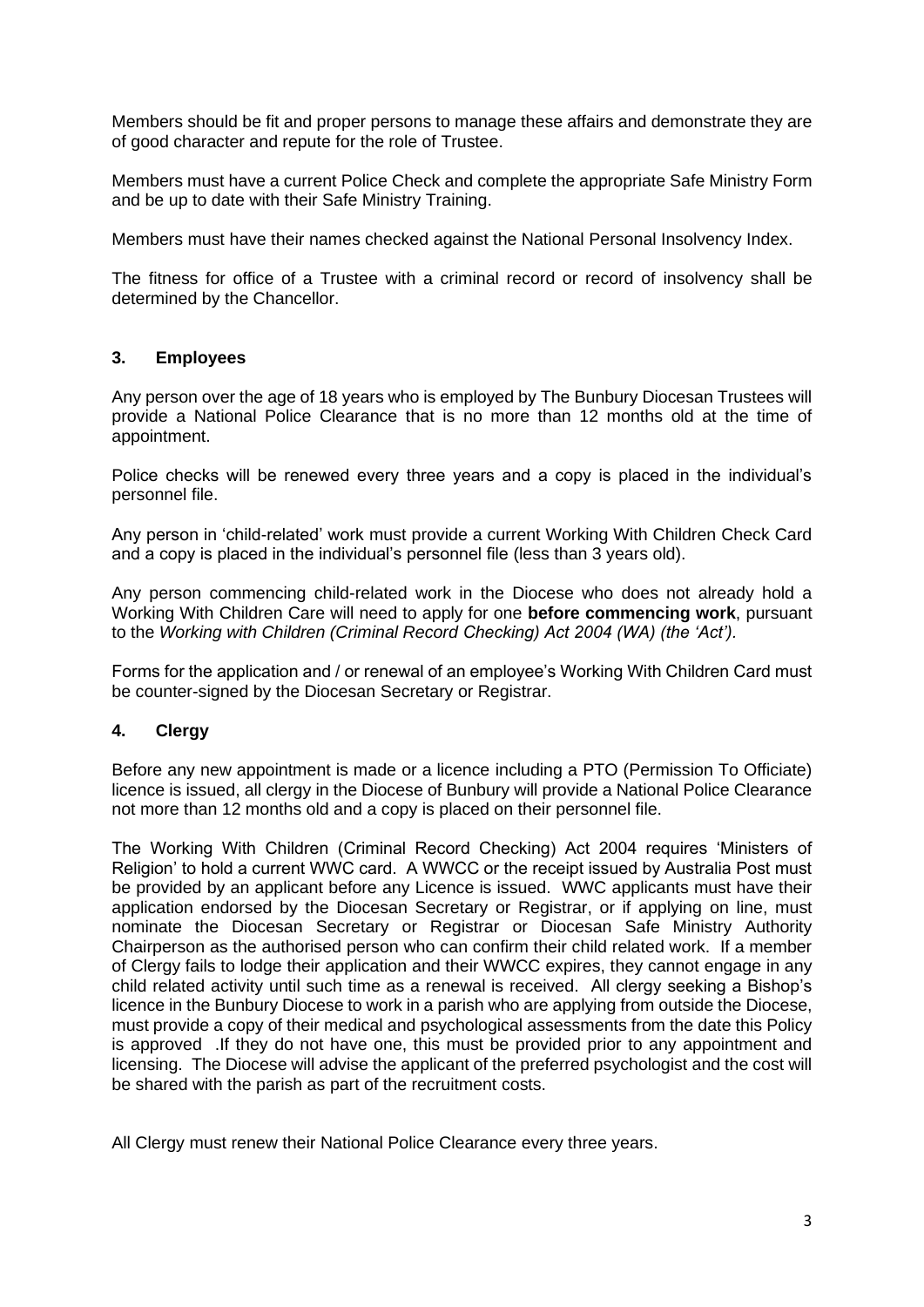Members should be fit and proper persons to manage these affairs and demonstrate they are of good character and repute for the role of Trustee.

Members must have a current Police Check and complete the appropriate Safe Ministry Form and be up to date with their Safe Ministry Training.

Members must have their names checked against the National Personal Insolvency Index.

The fitness for office of a Trustee with a criminal record or record of insolvency shall be determined by the Chancellor.

## 3. Employees

Any person over the age of 18 years who is employed by The Bunbury Diocesan Trustees will provide a National Police Clearance that is no more than 12 months old at the time of appointment.

Police checks will be renewed every three years and a copy is placed in the individual's personnel file.

Any person in 'child-related' work must provide a current Working With Children Check Card and a copy is placed in the individual's personnel file (less than 3 years old).

Any person commencing child-related work in the Diocese who does not already hold a Working With Children Care will need to apply for one **before commencing work**, pursuant to the *Working with Children (Criminal Record Checking) Act 2004 (WA) (the 'Act').*

Forms for the application and / or renewal of an employee's Working With Children Card must be counter-signed by the Diocesan Secretary or Registrar.

## 4. Clergy

Before any new appointment is made or a licence including a PTO (Permission To Officiate) licence is issued, all clergy in the Diocese of Bunbury will provide a National Police Clearance not more than 12 months old and a copy is placed on their personnel file.

The Working With Children (Criminal Record Checking) Act 2004 requires 'Ministers of Religion' to hold a current WWC card. A WWCC or the receipt issued by Australia Post must be provided by an applicant before any Licence is issued. WWC applicants must have their application endorsed by the Diocesan Secretary or Registrar, or if applying on line, must nominate the Diocesan Secretary or Registrar or Diocesan Safe Ministry Authority Chairperson as the authorised person who can confirm their child related work. If a member of Clergy fails to lodge their application and their WWCC expires, they cannot engage in any child related activity until such time as a renewal is received. All clergy seeking a Bishop's licence in the Bunbury Diocese to work in a parish who are applying from outside the Diocese, must provide a copy of their medical and psychological assessments from the date this Policy is approved .If they do not have one, this must be provided prior to any appointment and licensing. The Diocese will advise the applicant of the preferred psychologist and the cost will be shared with the parish as part of the recruitment costs.

All Clergy must renew their National Police Clearance every three years.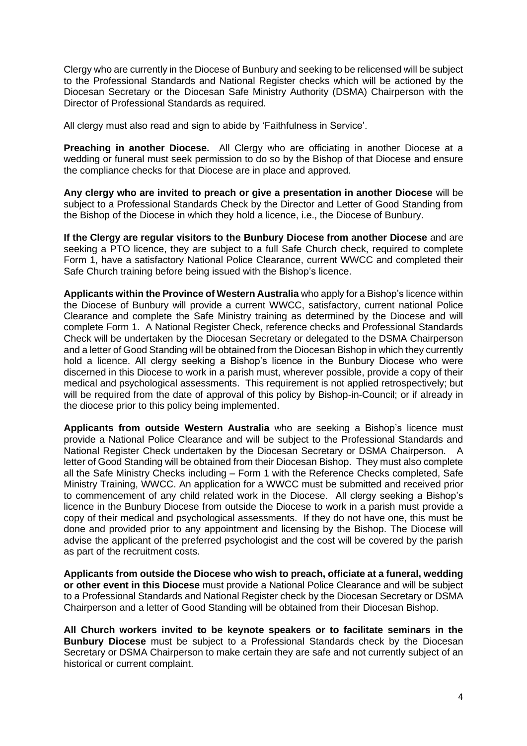Clergy who are currently in the Diocese of Bunbury and seeking to be relicensed will be subject to the Professional Standards and National Register checks which will be actioned by the Diocesan Secretary or the Diocesan Safe Ministry Authority (DSMA) Chairperson with the Director of Professional Standards as required.

All clergy must also read and sign to abide by 'Faithfulness in Service'.

**Preaching in another Diocese.** All Clergy who are officiating in another Diocese at a wedding or funeral must seek permission to do so by the Bishop of that Diocese and ensure the compliance checks for that Diocese are in place and approved.

**Any clergy who are invited to preach or give a presentation in another Diocese** will be subject to a Professional Standards Check by the Director and Letter of Good Standing from the Bishop of the Diocese in which they hold a licence, i.e., the Diocese of Bunbury.

**If the Clergy are regular visitors to the Bunbury Diocese from another Diocese** and are seeking a PTO licence, they are subject to a full Safe Church check, required to complete Form 1, have a satisfactory National Police Clearance, current WWCC and completed their Safe Church training before being issued with the Bishop's licence.

**Applicants within the Province of Western Australia** who apply for a Bishop's licence within the Diocese of Bunbury will provide a current WWCC, satisfactory, current national Police Clearance and complete the Safe Ministry training as determined by the Diocese and will complete Form 1. A National Register Check, reference checks and Professional Standards Check will be undertaken by the Diocesan Secretary or delegated to the DSMA Chairperson and a letter of Good Standing will be obtained from the Diocesan Bishop in which they currently hold a licence. All clergy seeking a Bishop's licence in the Bunbury Diocese who were discerned in this Diocese to work in a parish must, wherever possible, provide a copy of their medical and psychological assessments. This requirement is not applied retrospectively; but will be required from the date of approval of this policy by Bishop-in-Council; or if already in the diocese prior to this policy being implemented.

**Applicants from outside Western Australia** who are seeking a Bishop's licence must provide a National Police Clearance and will be subject to the Professional Standards and National Register Check undertaken by the Diocesan Secretary or DSMA Chairperson. A letter of Good Standing will be obtained from their Diocesan Bishop. They must also complete all the Safe Ministry Checks including – Form 1 with the Reference Checks completed, Safe Ministry Training, WWCC. An application for a WWCC must be submitted and received prior to commencement of any child related work in the Diocese. All clergy seeking a Bishop's licence in the Bunbury Diocese from outside the Diocese to work in a parish must provide a copy of their medical and psychological assessments. If they do not have one, this must be done and provided prior to any appointment and licensing by the Bishop. The Diocese will advise the applicant of the preferred psychologist and the cost will be covered by the parish as part of the recruitment costs.

**Applicants from outside the Diocese who wish to preach, officiate at a funeral, wedding or other event in this Diocese** must provide a National Police Clearance and will be subject to a Professional Standards and National Register check by the Diocesan Secretary or DSMA Chairperson and a letter of Good Standing will be obtained from their Diocesan Bishop.

**All Church workers invited to be keynote speakers or to facilitate seminars in the Bunbury Diocese** must be subject to a Professional Standards check by the Diocesan Secretary or DSMA Chairperson to make certain they are safe and not currently subject of an historical or current complaint.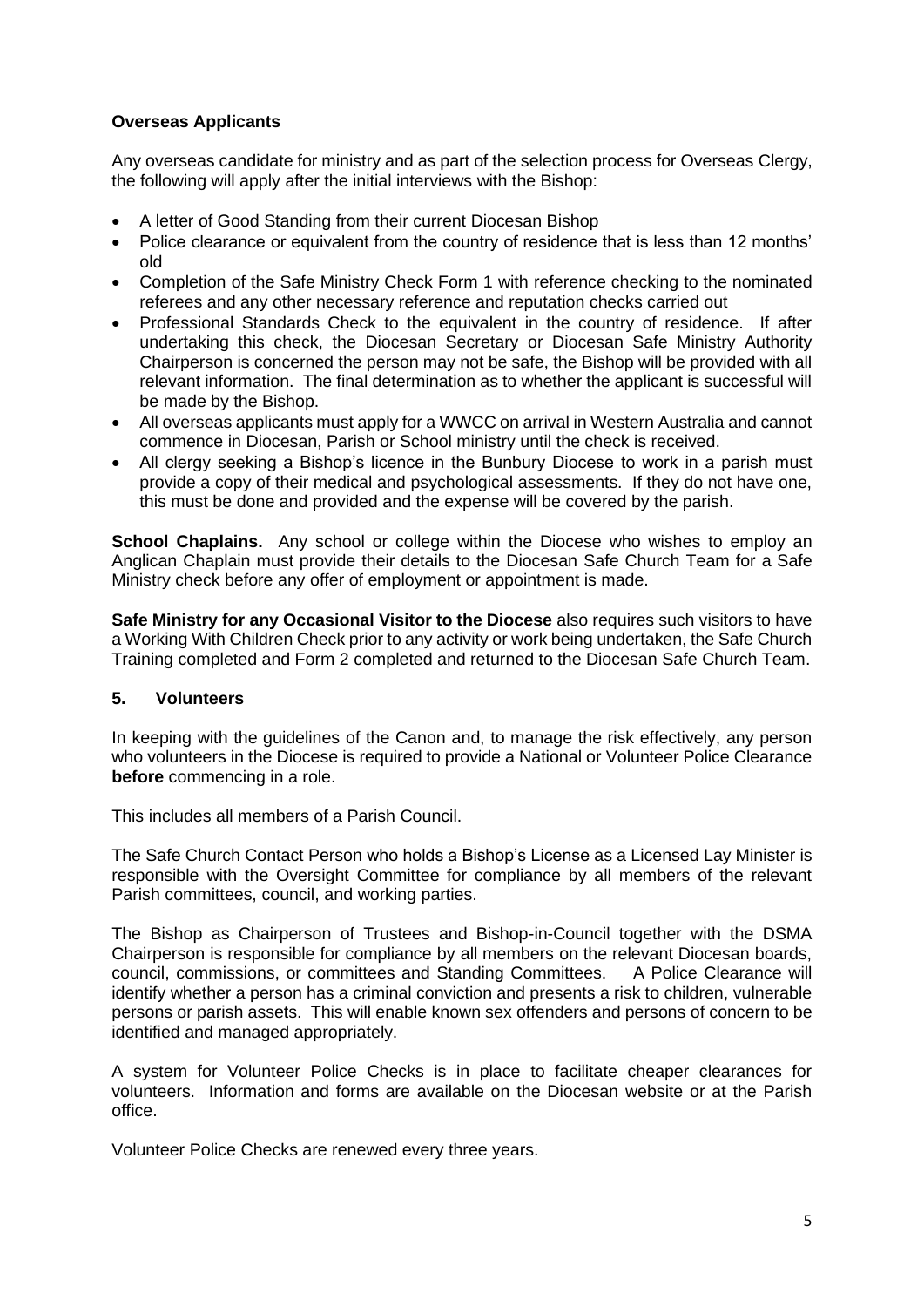**Overseas Applicants**

Any overseas candidate for ministry and as part of the selection process for Overseas Clergy, the following will apply after the initial interviews with the Bishop:

- A letter of Good Standing from their current Diocesan Bishop
- Police clearance or equivalent from the country of residence that is less than 12 months' old
- Completion of the Safe Ministry Check Form 1 with reference checking to the nominated referees and any other necessary reference and reputation checks carried out
- Professional Standards Check to the equivalent in the country of residence. If after undertaking this check, the Diocesan Secretary or Diocesan Safe Ministry Authority Chairperson is concerned the person may not be safe, the Bishop will be provided with all relevant information. The final determination as to whether the applicant is successful will be made by the Bishop.
- All overseas applicants must apply for a WWCC on arrival in Western Australia and cannot commence in Diocesan, Parish or School ministry until the check is received.
- All clergy seeking a Bishop's licence in the Bunbury Diocese to work in a parish must provide a copy of their medical and psychological assessments. If they do not have one, this must be done and provided and the expense will be covered by the parish.

**School Chaplains.** Any school or college within the Diocese who wishes to employ an Anglican Chaplain must provide their details to the Diocesan Safe Church Team for a Safe Ministry check before any offer of employment or appointment is made.

**Safe Ministry for any Occasional Visitor to the Diocese** also requires such visitors to have a Working With Children Check prior to any activity or work being undertaken, the Safe Church Training completed and Form 2 completed and returned to the Diocesan Safe Church Team.

## 5. Volunteers

In keeping with the guidelines of the Canon and, to manage the risk effectively, any person who volunteers in the Diocese is required to provide a National or Volunteer Police Clearance **before** commencing in a role.

This includes all members of a Parish Council.

The Safe Church Contact Person who holds a Bishop's License as a Licensed Lay Minister is responsible with the Oversight Committee for compliance by all members of the relevant Parish committees, council, and working parties.

The Bishop as Chairperson of Trustees and Bishop-in-Council together with the DSMA Chairperson is responsible for compliance by all members on the relevant Diocesan boards, council, commissions, or committees and Standing Committees. A Police Clearance will identify whether a person has a criminal conviction and presents a risk to children, vulnerable persons or parish assets. This will enable known sex offenders and persons of concern to be identified and managed appropriately.

A system for Volunteer Police Checks is in place to facilitate cheaper clearances for volunteers. Information and forms are available on the Diocesan website or at the Parish office.

Volunteer Police Checks are renewed every three years.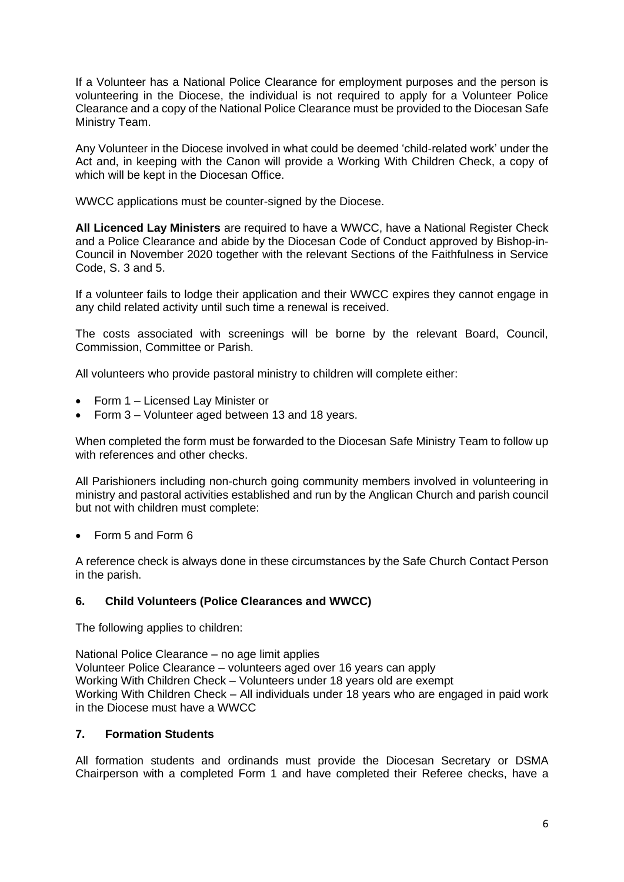If a Volunteer has a National Police Clearance for employment purposes and the person is volunteering in the Diocese, the individual is not required to apply for a Volunteer Police Clearance and a copy of the National Police Clearance must be provided to the Diocesan Safe Ministry Team.

Any Volunteer in the Diocese involved in what could be deemed 'child-related work' under the Act and, in keeping with the Canon will provide a Working With Children Check, a copy of which will be kept in the Diocesan Office.

WWCC applications must be counter-signed by the Diocese.

**All Licenced Lay Ministers** are required to have a WWCC, have a National Register Check and a Police Clearance and abide by the Diocesan Code of Conduct approved by Bishop-in-Council in November 2020 together with the relevant Sections of the Faithfulness in Service Code, S. 3 and 5.

If a volunteer fails to lodge their application and their WWCC expires they cannot engage in any child related activity until such time a renewal is received.

The costs associated with screenings will be borne by the relevant Board, Council, Commission, Committee or Parish.

All volunteers who provide pastoral ministry to children will complete either:

- Form 1 – Licensed Lay Minister or
- Form 3 – Volunteer aged between 13 and 18 years.

When completed the form must be forwarded to the Diocesan Safe Ministry Team to follow up with references and other checks.

All Parishioners including non-church going community members involved in volunteering in ministry and pastoral activities established and run by the Anglican Church and parish council but not with children must complete:

- Form 5 and Form 6

A reference check is always done in these circumstances by the Safe Church Contact Person in the parish.

### 6. Child Volunteers (Police Clearances and WWCC)

The following applies to children:

National Police Clearance – no age limit applies
Volunteer Police Clearance – volunteers aged over 16 years can apply
Working With Children Check – Volunteers under 18 years old are exempt
Working With Children Check – All individuals under 18 years who are engaged in paid work in the Diocese must have a WWCC

### 7. Formation Students

All formation students and ordinands must provide the Diocesan Secretary or DSMA Chairperson with a completed Form 1 and have completed their Referee checks, have a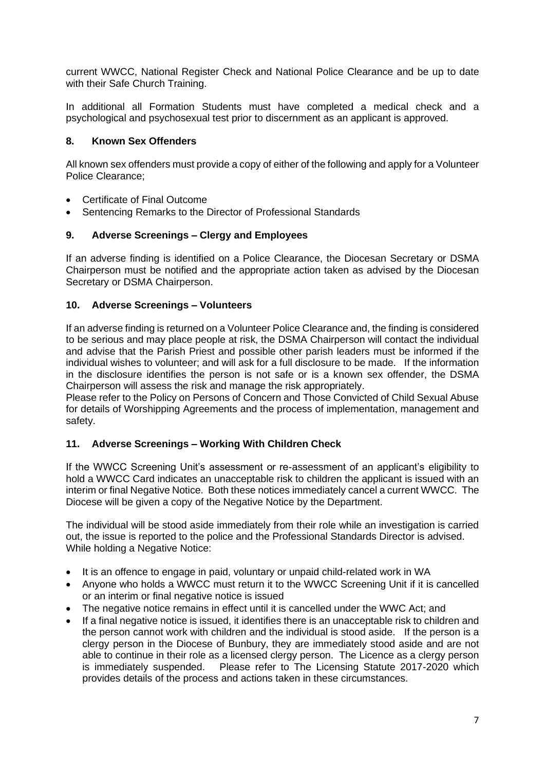current WWCC, National Register Check and National Police Clearance and be up to date with their Safe Church Training.

In additional all Formation Students must have completed a medical check and a psychological and psychosexual test prior to discernment as an applicant is approved.

## 8. Known Sex Offenders

All known sex offenders must provide a copy of either of the following and apply for a Volunteer Police Clearance;

- Certificate of Final Outcome
- Sentencing Remarks to the Director of Professional Standards

## 9. Adverse Screenings – Clergy and Employees

If an adverse finding is identified on a Police Clearance, the Diocesan Secretary or DSMA Chairperson must be notified and the appropriate action taken as advised by the Diocesan Secretary or DSMA Chairperson.

## 10. Adverse Screenings – Volunteers

If an adverse finding is returned on a Volunteer Police Clearance and, the finding is considered to be serious and may place people at risk, the DSMA Chairperson will contact the individual and advise that the Parish Priest and possible other parish leaders must be informed if the individual wishes to volunteer; and will ask for a full disclosure to be made. If the information in the disclosure identifies the person is not safe or is a known sex offender, the DSMA Chairperson will assess the risk and manage the risk appropriately.

Please refer to the Policy on Persons of Concern and Those Convicted of Child Sexual Abuse for details of Worshipping Agreements and the process of implementation, management and safety.

## 11. Adverse Screenings – Working With Children Check

If the WWCC Screening Unit's assessment or re-assessment of an applicant's eligibility to hold a WWCC Card indicates an unacceptable risk to children the applicant is issued with an interim or final Negative Notice. Both these notices immediately cancel a current WWCC. The Diocese will be given a copy of the Negative Notice by the Department.

The individual will be stood aside immediately from their role while an investigation is carried out, the issue is reported to the police and the Professional Standards Director is advised. While holding a Negative Notice:

- It is an offence to engage in paid, voluntary or unpaid child-related work in WA
- Anyone who holds a WWCC must return it to the WWCC Screening Unit if it is cancelled or an interim or final negative notice is issued
- The negative notice remains in effect until it is cancelled under the WWC Act; and
- If a final negative notice is issued, it identifies there is an unacceptable risk to children and the person cannot work with children and the individual is stood aside. If the person is a clergy person in the Diocese of Bunbury, they are immediately stood aside and are not able to continue in their role as a licensed clergy person. The Licence as a clergy person is immediately suspended. Please refer to The Licensing Statute 2017-2020 which provides details of the process and actions taken in these circumstances.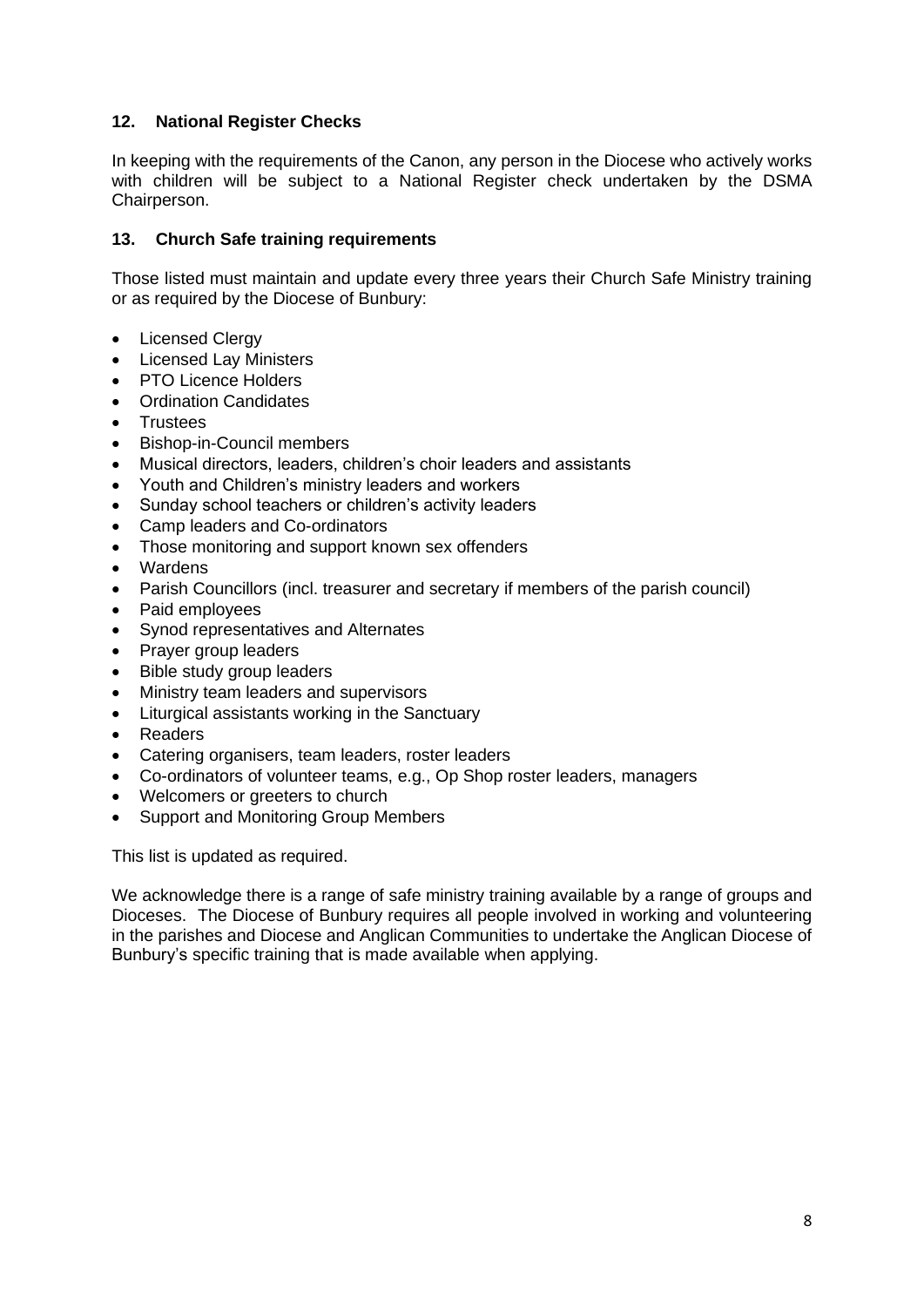## 12. National Register Checks

In keeping with the requirements of the Canon, any person in the Diocese who actively works with children will be subject to a National Register check undertaken by the DSMA Chairperson.

## 13. Church Safe training requirements

Those listed must maintain and update every three years their Church Safe Ministry training or as required by the Diocese of Bunbury:

- Licensed Clergy
- Licensed Lay Ministers
- PTO Licence Holders
- Ordination Candidates
- Trustees
- Bishop-in-Council members
- Musical directors, leaders, children's choir leaders and assistants
- Youth and Children's ministry leaders and workers
- Sunday school teachers or children's activity leaders
- Camp leaders and Co-ordinators
- Those monitoring and support known sex offenders
- Wardens
- Parish Councillors (incl. treasurer and secretary if members of the parish council)
- Paid employees
- Synod representatives and Alternates
- Prayer group leaders
- Bible study group leaders
- Ministry team leaders and supervisors
- Liturgical assistants working in the Sanctuary
- Readers
- Catering organisers, team leaders, roster leaders
- Co-ordinators of volunteer teams, e.g., Op Shop roster leaders, managers
- Welcomers or greeters to church
- Support and Monitoring Group Members

This list is updated as required.

We acknowledge there is a range of safe ministry training available by a range of groups and Dioceses. The Diocese of Bunbury requires all people involved in working and volunteering in the parishes and Diocese and Anglican Communities to undertake the Anglican Diocese of Bunbury's specific training that is made available when applying.